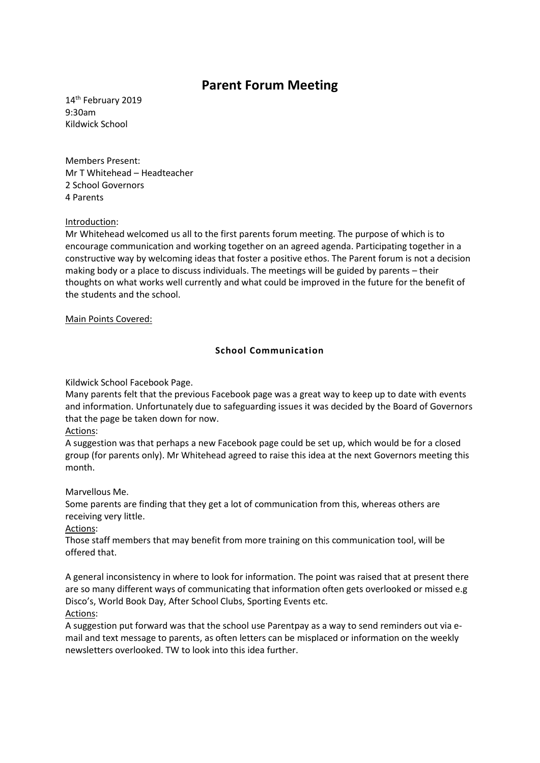# Parent Forum Meeting

14th February 2019
9:30am
Kildwick School

Members Present:
Mr T Whitehead – Headteacher
2 School Governors
4 Parents

Introduction:

Mr Whitehead welcomed us all to the first parents forum meeting. The purpose of which is to encourage communication and working together on an agreed agenda. Participating together in a constructive way by welcoming ideas that foster a positive ethos. The Parent forum is not a decision making body or a place to discuss individuals. The meetings will be guided by parents – their thoughts on what works well currently and what could be improved in the future for the benefit of the students and the school.

Main Points Covered:

### School Communication

Kildwick School Facebook Page.

Many parents felt that the previous Facebook page was a great way to keep up to date with events and information. Unfortunately due to safeguarding issues it was decided by the Board of Governors that the page be taken down for now.

Actions:

A suggestion was that perhaps a new Facebook page could be set up, which would be for a closed group (for parents only). Mr Whitehead agreed to raise this idea at the next Governors meeting this month.

Marvellous Me.

Some parents are finding that they get a lot of communication from this, whereas others are receiving very little.

Actions:

Those staff members that may benefit from more training on this communication tool, will be offered that.

A general inconsistency in where to look for information. The point was raised that at present there are so many different ways of communicating that information often gets overlooked or missed e.g Disco's, World Book Day, After School Clubs, Sporting Events etc.

Actions:

A suggestion put forward was that the school use Parentpay as a way to send reminders out via e-mail and text message to parents, as often letters can be misplaced or information on the weekly newsletters overlooked. TW to look into this idea further.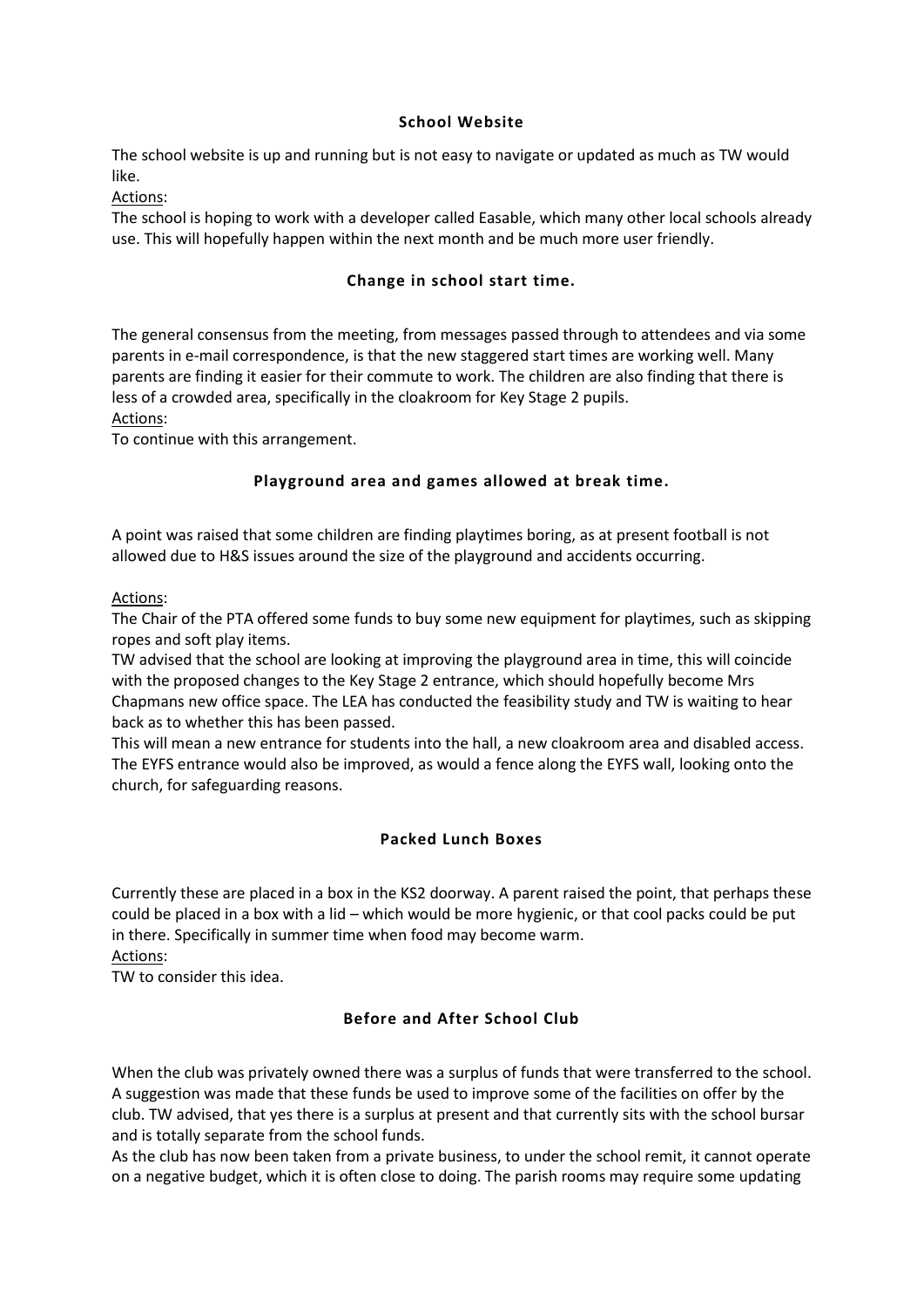### School Website

The school website is up and running but is not easy to navigate or updated as much as TW would like.

Actions:

The school is hoping to work with a developer called Easable, which many other local schools already use. This will hopefully happen within the next month and be much more user friendly.

### Change in school start time.

The general consensus from the meeting, from messages passed through to attendees and via some parents in e-mail correspondence, is that the new staggered start times are working well. Many parents are finding it easier for their commute to work. The children are also finding that there is less of a crowded area, specifically in the cloakroom for Key Stage 2 pupils.

Actions:

To continue with this arrangement.

### Playground area and games allowed at break time.

A point was raised that some children are finding playtimes boring, as at present football is not allowed due to H&S issues around the size of the playground and accidents occurring.

Actions:

The Chair of the PTA offered some funds to buy some new equipment for playtimes, such as skipping ropes and soft play items.

TW advised that the school are looking at improving the playground area in time, this will coincide with the proposed changes to the Key Stage 2 entrance, which should hopefully become Mrs Chapmans new office space. The LEA has conducted the feasibility study and TW is waiting to hear back as to whether this has been passed.

This will mean a new entrance for students into the hall, a new cloakroom area and disabled access. The EYFS entrance would also be improved, as would a fence along the EYFS wall, looking onto the church, for safeguarding reasons.

### Packed Lunch Boxes

Currently these are placed in a box in the KS2 doorway. A parent raised the point, that perhaps these could be placed in a box with a lid – which would be more hygienic, or that cool packs could be put in there. Specifically in summer time when food may become warm.

Actions:

TW to consider this idea.

### Before and After School Club

When the club was privately owned there was a surplus of funds that were transferred to the school. A suggestion was made that these funds be used to improve some of the facilities on offer by the club. TW advised, that yes there is a surplus at present and that currently sits with the school bursar and is totally separate from the school funds.

As the club has now been taken from a private business, to under the school remit, it cannot operate on a negative budget, which it is often close to doing. The parish rooms may require some updating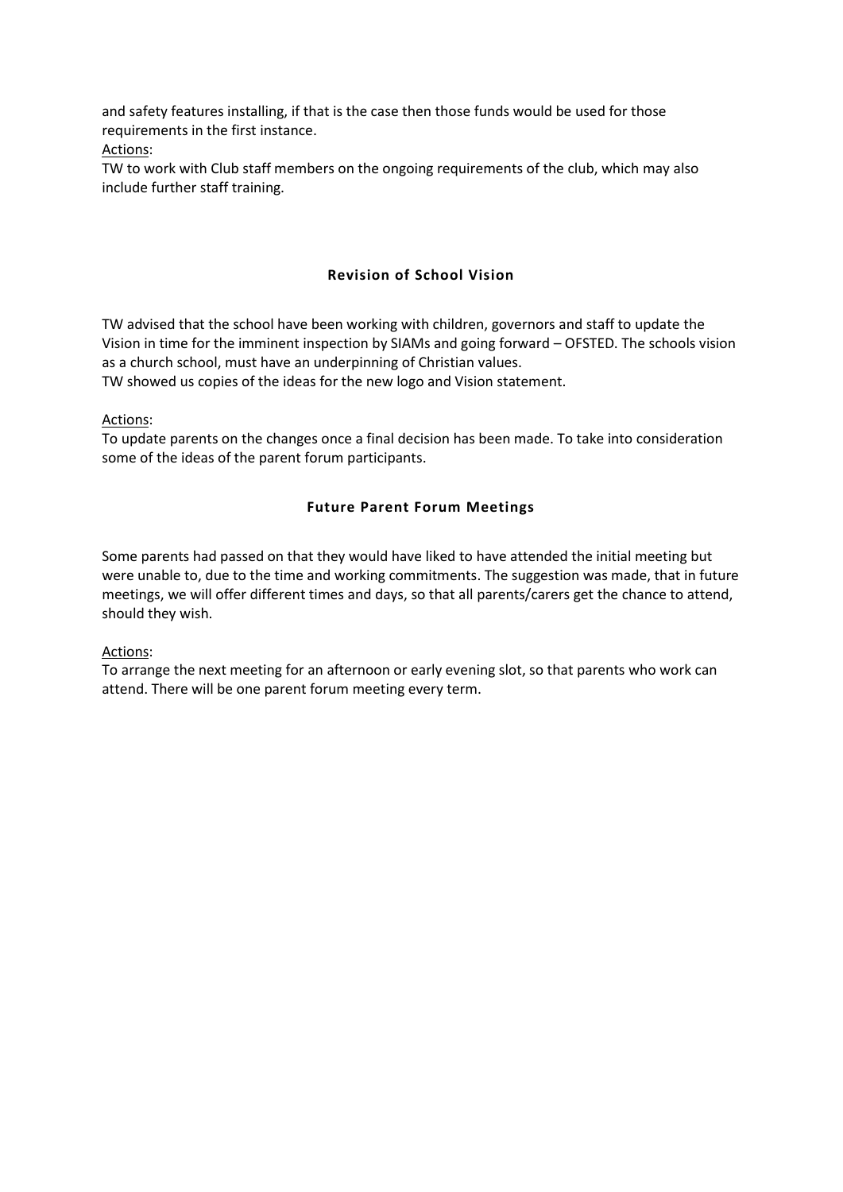and safety features installing, if that is the case then those funds would be used for those requirements in the first instance.

Actions:

TW to work with Club staff members on the ongoing requirements of the club, which may also include further staff training.

### Revision of School Vision

TW advised that the school have been working with children, governors and staff to update the Vision in time for the imminent inspection by SIAMs and going forward – OFSTED. The schools vision as a church school, must have an underpinning of Christian values.
TW showed us copies of the ideas for the new logo and Vision statement.

Actions:

To update parents on the changes once a final decision has been made. To take into consideration some of the ideas of the parent forum participants.

### Future Parent Forum Meetings

Some parents had passed on that they would have liked to have attended the initial meeting but were unable to, due to the time and working commitments. The suggestion was made, that in future meetings, we will offer different times and days, so that all parents/carers get the chance to attend, should they wish.

Actions:

To arrange the next meeting for an afternoon or early evening slot, so that parents who work can attend. There will be one parent forum meeting every term.